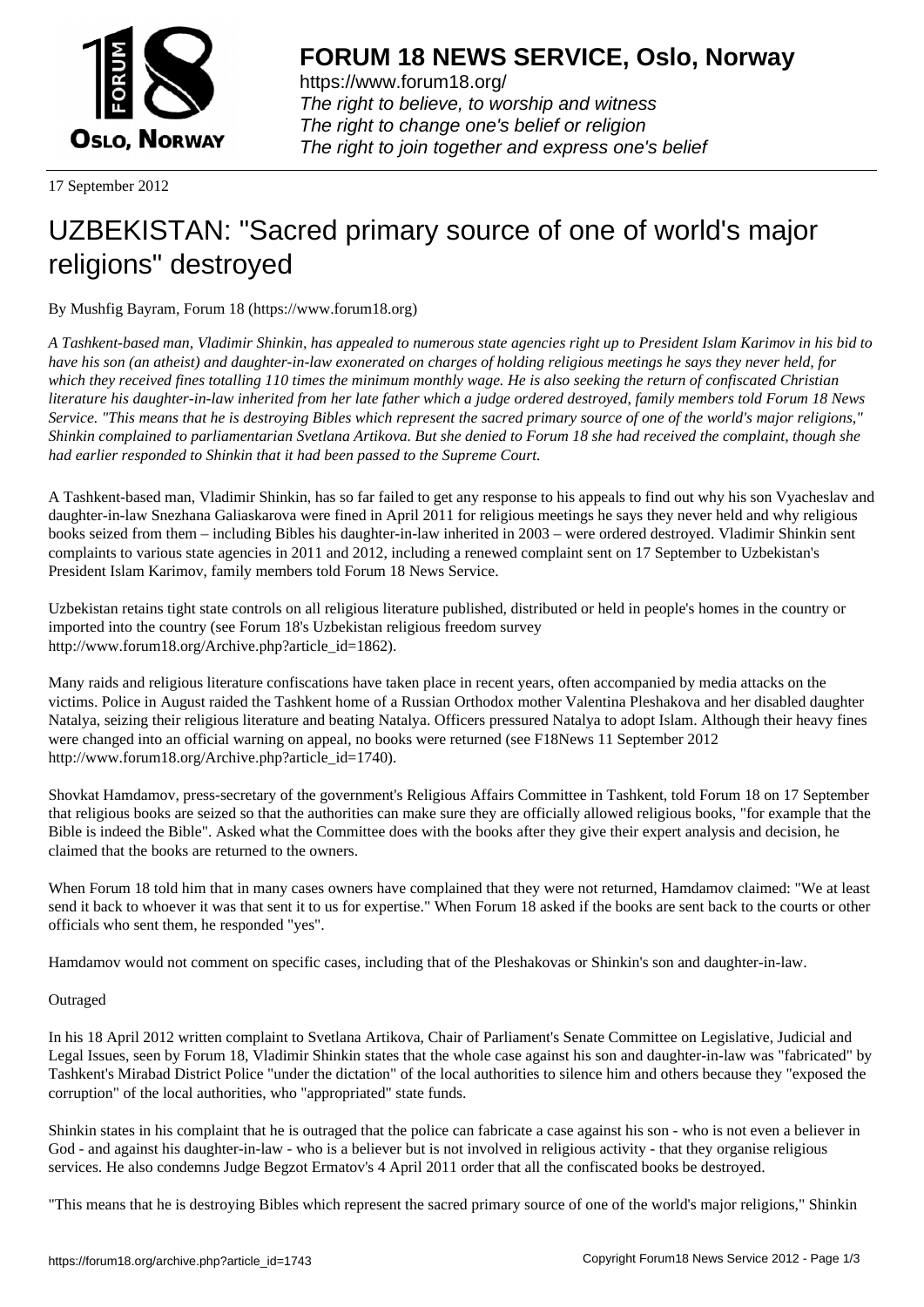**FORUM 18 NEWS SERVICE, Oslo, Norway**

https://www.forum18.org/
*The right to believe, to worship and witness*
*The right to change one's belief or religion*
*The right to join together and express one's belief*

17 September 2012

# UZBEKISTAN: "Sacred primary source of one of world's major religions" destroyed

By Mushfig Bayram, Forum 18 (https://www.forum18.org)

*A Tashkent-based man, Vladimir Shinkin, has appealed to numerous state agencies right up to President Islam Karimov in his bid to have his son (an atheist) and daughter-in-law exonerated on charges of holding religious meetings he says they never held, for which they received fines totalling 110 times the minimum monthly wage. He is also seeking the return of confiscated Christian literature his daughter-in-law inherited from her late father which a judge ordered destroyed, family members told Forum 18 News Service. "This means that he is destroying Bibles which represent the sacred primary source of one of the world's major religions," Shinkin complained to parliamentarian Svetlana Artikova. But she denied to Forum 18 she had received the complaint, though she had earlier responded to Shinkin that it had been passed to the Supreme Court.*

A Tashkent-based man, Vladimir Shinkin, has so far failed to get any response to his appeals to find out why his son Vyacheslav and daughter-in-law Snezhana Galiaskarova were fined in April 2011 for religious meetings he says they never held and why religious books seized from them – including Bibles his daughter-in-law inherited in 2003 – were ordered destroyed. Vladimir Shinkin sent complaints to various state agencies in 2011 and 2012, including a renewed complaint sent on 17 September to Uzbekistan's President Islam Karimov, family members told Forum 18 News Service.

Uzbekistan retains tight state controls on all religious literature published, distributed or held in people's homes in the country or imported into the country (see Forum 18's Uzbekistan religious freedom survey http://www.forum18.org/Archive.php?article_id=1862).

Many raids and religious literature confiscations have taken place in recent years, often accompanied by media attacks on the victims. Police in August raided the Tashkent home of a Russian Orthodox mother Valentina Pleshakova and her disabled daughter Natalya, seizing their religious literature and beating Natalya. Officers pressured Natalya to adopt Islam. Although their heavy fines were changed into an official warning on appeal, no books were returned (see F18News 11 September 2012 http://www.forum18.org/Archive.php?article_id=1740).

Shovkat Hamdamov, press-secretary of the government's Religious Affairs Committee in Tashkent, told Forum 18 on 17 September that religious books are seized so that the authorities can make sure they are officially allowed religious books, "for example that the Bible is indeed the Bible". Asked what the Committee does with the books after they give their expert analysis and decision, he claimed that the books are returned to the owners.

When Forum 18 told him that in many cases owners have complained that they were not returned, Hamdamov claimed: "We at least send it back to whoever it was that sent it to us for expertise." When Forum 18 asked if the books are sent back to the courts or other officials who sent them, he responded "yes".

Hamdamov would not comment on specific cases, including that of the Pleshakovas or Shinkin's son and daughter-in-law.

Outraged

In his 18 April 2012 written complaint to Svetlana Artikova, Chair of Parliament's Senate Committee on Legislative, Judicial and Legal Issues, seen by Forum 18, Vladimir Shinkin states that the whole case against his son and daughter-in-law was "fabricated" by Tashkent's Mirabad District Police "under the dictation" of the local authorities to silence him and others because they "exposed the corruption" of the local authorities, who "appropriated" state funds.

Shinkin states in his complaint that he is outraged that the police can fabricate a case against his son - who is not even a believer in God - and against his daughter-in-law - who is a believer but is not involved in religious activity - that they organise religious services. He also condemns Judge Begzot Ermatov's 4 April 2011 order that all the confiscated books be destroyed.

"This means that he is destroying Bibles which represent the sacred primary source of one of the world's major religions," Shinkin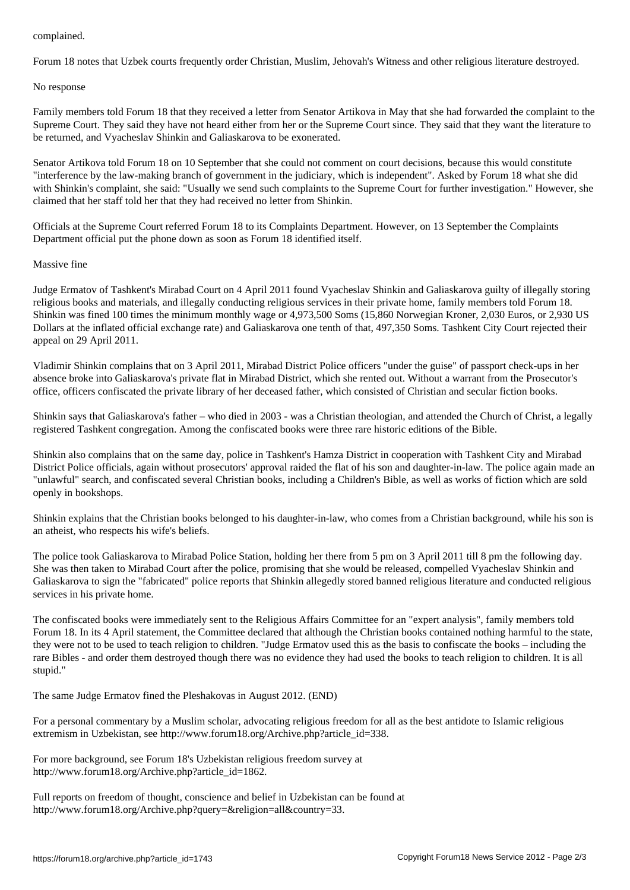complained.

Forum 18 notes that Uzbek courts frequently order Christian, Muslim, Jehovah's Witness and other religious literature destroyed.

## No response

Family members told Forum 18 that they received a letter from Senator Artikova in May that she had forwarded the complaint to the Supreme Court. They said they have not heard either from her or the Supreme Court since. They said that they want the literature to be returned, and Vyacheslav Shinkin and Galiaskarova to be exonerated.

Senator Artikova told Forum 18 on 10 September that she could not comment on court decisions, because this would constitute "interference by the law-making branch of government in the judiciary, which is independent". Asked by Forum 18 what she did with Shinkin's complaint, she said: "Usually we send such complaints to the Supreme Court for further investigation." However, she claimed that her staff told her that they had received no letter from Shinkin.

Officials at the Supreme Court referred Forum 18 to its Complaints Department. However, on 13 September the Complaints Department official put the phone down as soon as Forum 18 identified itself.

## Massive fine

Judge Ermatov of Tashkent's Mirabad Court on 4 April 2011 found Vyacheslav Shinkin and Galiaskarova guilty of illegally storing religious books and materials, and illegally conducting religious services in their private home, family members told Forum 18. Shinkin was fined 100 times the minimum monthly wage or 4,973,500 Soms (15,860 Norwegian Kroner, 2,030 Euros, or 2,930 US Dollars at the inflated official exchange rate) and Galiaskarova one tenth of that, 497,350 Soms. Tashkent City Court rejected their appeal on 29 April 2011.

Vladimir Shinkin complains that on 3 April 2011, Mirabad District Police officers "under the guise" of passport check-ups in her absence broke into Galiaskarova's private flat in Mirabad District, which she rented out. Without a warrant from the Prosecutor's office, officers confiscated the private library of her deceased father, which consisted of Christian and secular fiction books.

Shinkin says that Galiaskarova's father – who died in 2003 - was a Christian theologian, and attended the Church of Christ, a legally registered Tashkent congregation. Among the confiscated books were three rare historic editions of the Bible.

Shinkin also complains that on the same day, police in Tashkent's Hamza District in cooperation with Tashkent City and Mirabad District Police officials, again without prosecutors' approval raided the flat of his son and daughter-in-law. The police again made an "unlawful" search, and confiscated several Christian books, including a Children's Bible, as well as works of fiction which are sold openly in bookshops.

Shinkin explains that the Christian books belonged to his daughter-in-law, who comes from a Christian background, while his son is an atheist, who respects his wife's beliefs.

The police took Galiaskarova to Mirabad Police Station, holding her there from 5 pm on 3 April 2011 till 8 pm the following day. She was then taken to Mirabad Court after the police, promising that she would be released, compelled Vyacheslav Shinkin and Galiaskarova to sign the "fabricated" police reports that Shinkin allegedly stored banned religious literature and conducted religious services in his private home.

The confiscated books were immediately sent to the Religious Affairs Committee for an "expert analysis", family members told Forum 18. In its 4 April statement, the Committee declared that although the Christian books contained nothing harmful to the state, they were not to be used to teach religion to children. "Judge Ermatov used this as the basis to confiscate the books – including the rare Bibles - and order them destroyed though there was no evidence they had used the books to teach religion to children. It is all stupid."

The same Judge Ermatov fined the Pleshakovas in August 2012. (END)

For a personal commentary by a Muslim scholar, advocating religious freedom for all as the best antidote to Islamic religious extremism in Uzbekistan, see http://www.forum18.org/Archive.php?article_id=338.

For more background, see Forum 18's Uzbekistan religious freedom survey at http://www.forum18.org/Archive.php?article_id=1862.

Full reports on freedom of thought, conscience and belief in Uzbekistan can be found at http://www.forum18.org/Archive.php?query=&religion=all&country=33.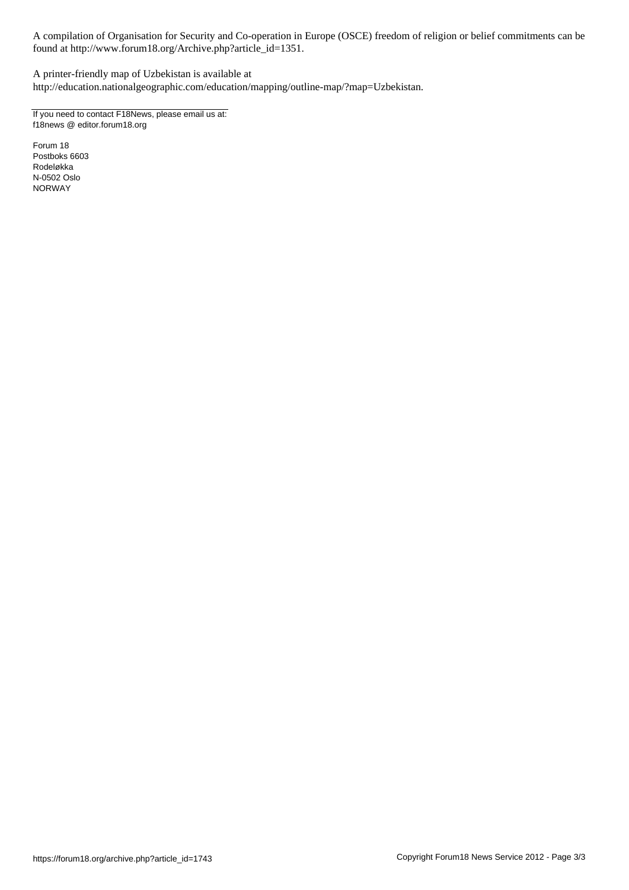A compilation of Organisation for Security and Co-operation in Europe (OSCE) freedom of religion or belief commitments can be found at http://www.forum18.org/Archive.php?article_id=1351.

A printer-friendly map of Uzbekistan is available at http://education.nationalgeographic.com/education/mapping/outline-map/?map=Uzbekistan.

---

If you need to contact F18News, please email us at:
f18news @ editor.forum18.org

Forum 18
Postboks 6603
Rodeløkka
N-0502 Oslo
NORWAY